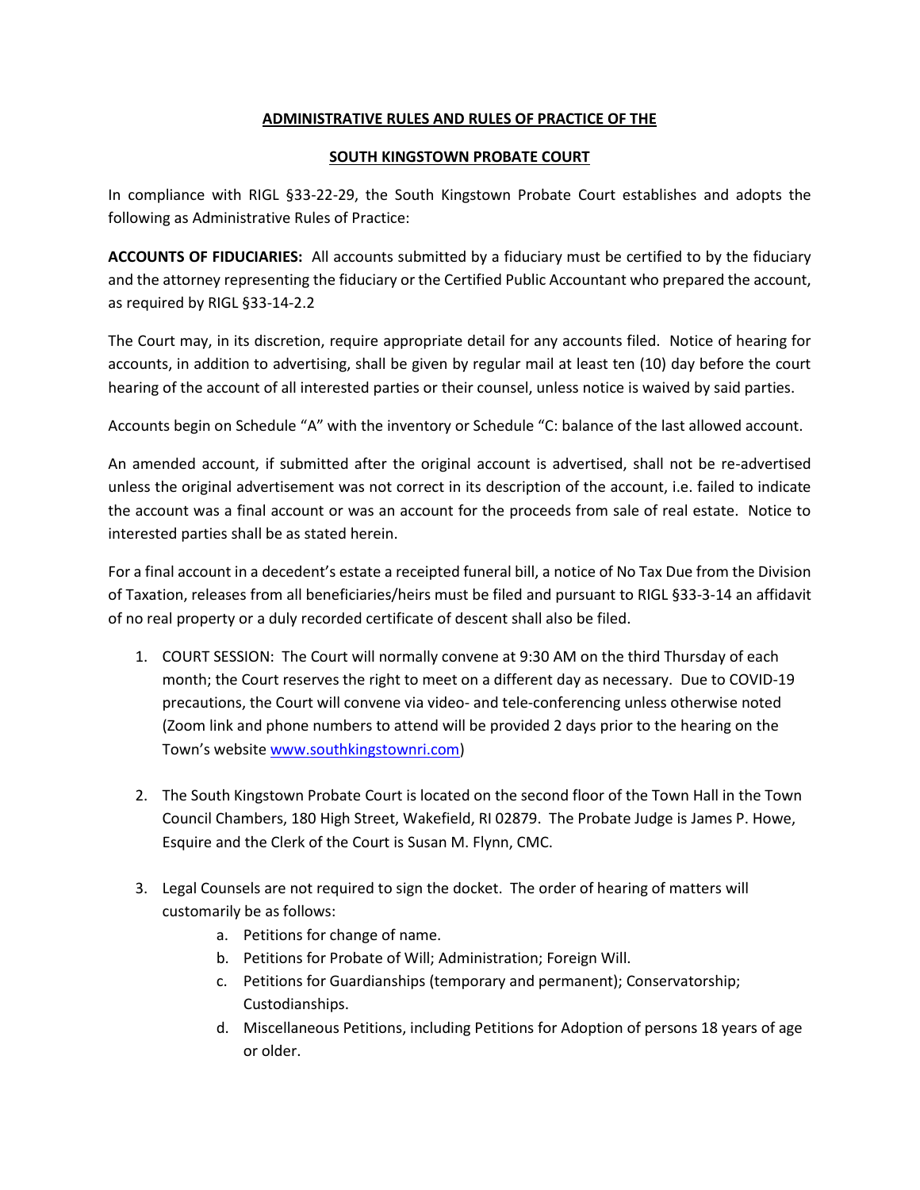**ADMINISTRATIVE RULES AND RULES OF PRACTICE OF THE**

**SOUTH KINGSTOWN PROBATE COURT**

In compliance with RIGL §33-22-29, the South Kingstown Probate Court establishes and adopts the following as Administrative Rules of Practice:

**ACCOUNTS OF FIDUCIARIES:** All accounts submitted by a fiduciary must be certified to by the fiduciary and the attorney representing the fiduciary or the Certified Public Accountant who prepared the account, as required by RIGL §33-14-2.2

The Court may, in its discretion, require appropriate detail for any accounts filed. Notice of hearing for accounts, in addition to advertising, shall be given by regular mail at least ten (10) day before the court hearing of the account of all interested parties or their counsel, unless notice is waived by said parties.

Accounts begin on Schedule "A" with the inventory or Schedule "C: balance of the last allowed account.

An amended account, if submitted after the original account is advertised, shall not be re-advertised unless the original advertisement was not correct in its description of the account, i.e. failed to indicate the account was a final account or was an account for the proceeds from sale of real estate. Notice to interested parties shall be as stated herein.

For a final account in a decedent's estate a receipted funeral bill, a notice of No Tax Due from the Division of Taxation, releases from all beneficiaries/heirs must be filed and pursuant to RIGL §33-3-14 an affidavit of no real property or a duly recorded certificate of descent shall also be filed.

1. COURT SESSION: The Court will normally convene at 9:30 AM on the third Thursday of each month; the Court reserves the right to meet on a different day as necessary. Due to COVID-19 precautions, the Court will convene via video- and tele-conferencing unless otherwise noted (Zoom link and phone numbers to attend will be provided 2 days prior to the hearing on the Town's website [www.southkingstownri.com](www.southkingstownri.com))

2. The South Kingstown Probate Court is located on the second floor of the Town Hall in the Town Council Chambers, 180 High Street, Wakefield, RI 02879. The Probate Judge is James P. Howe, Esquire and the Clerk of the Court is Susan M. Flynn, CMC.

3. Legal Counsels are not required to sign the docket. The order of hearing of matters will customarily be as follows:
    a. Petitions for change of name.
    b. Petitions for Probate of Will; Administration; Foreign Will.
    c. Petitions for Guardianships (temporary and permanent); Conservatorship; Custodianships.
    d. Miscellaneous Petitions, including Petitions for Adoption of persons 18 years of age or older.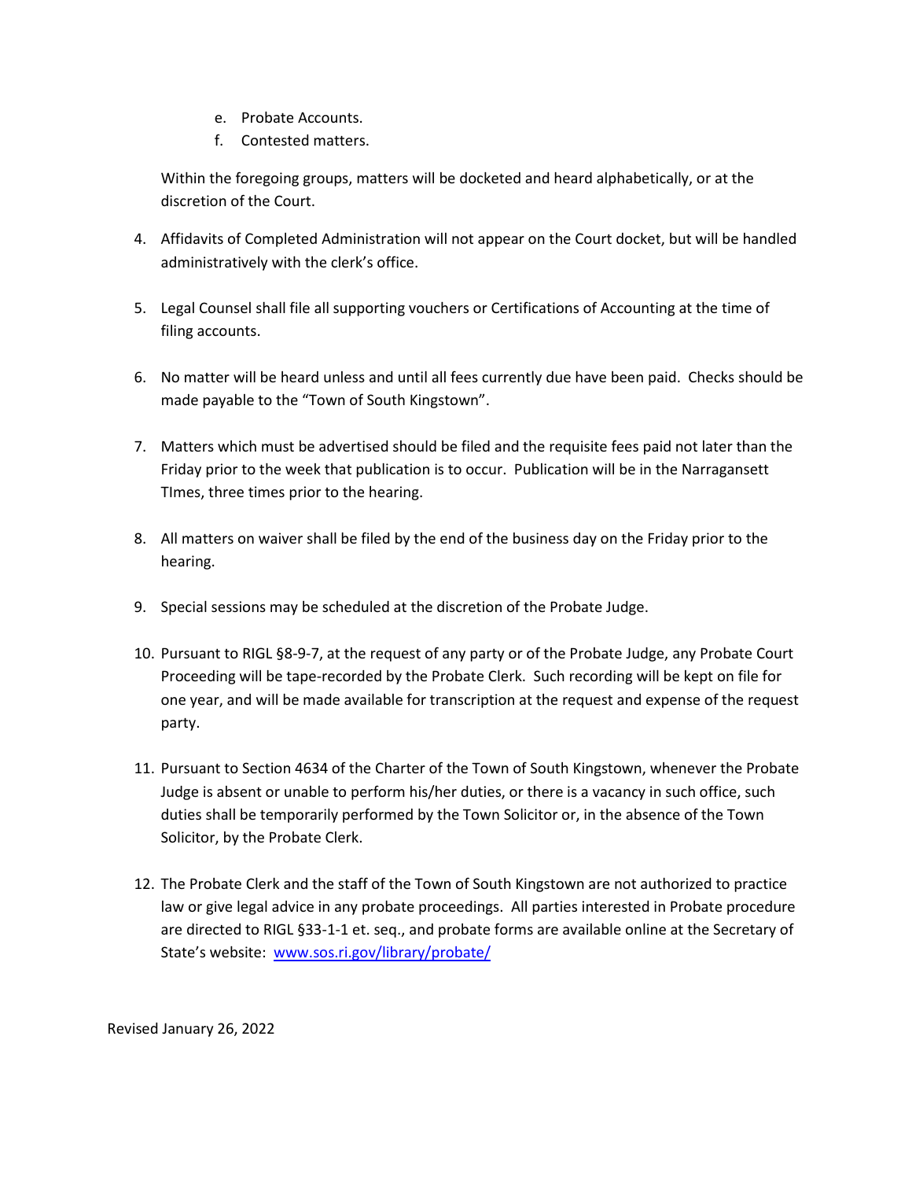e. Probate Accounts.
f. Contested matters.

Within the foregoing groups, matters will be docketed and heard alphabetically, or at the discretion of the Court.

4. Affidavits of Completed Administration will not appear on the Court docket, but will be handled administratively with the clerk's office.

5. Legal Counsel shall file all supporting vouchers or Certifications of Accounting at the time of filing accounts.

6. No matter will be heard unless and until all fees currently due have been paid. Checks should be made payable to the "Town of South Kingstown".

7. Matters which must be advertised should be filed and the requisite fees paid not later than the Friday prior to the week that publication is to occur. Publication will be in the Narragansett TImes, three times prior to the hearing.

8. All matters on waiver shall be filed by the end of the business day on the Friday prior to the hearing.

9. Special sessions may be scheduled at the discretion of the Probate Judge.

10. Pursuant to RIGL §8-9-7, at the request of any party or of the Probate Judge, any Probate Court Proceeding will be tape-recorded by the Probate Clerk. Such recording will be kept on file for one year, and will be made available for transcription at the request and expense of the request party.

11. Pursuant to Section 4634 of the Charter of the Town of South Kingstown, whenever the Probate Judge is absent or unable to perform his/her duties, or there is a vacancy in such office, such duties shall be temporarily performed by the Town Solicitor or, in the absence of the Town Solicitor, by the Probate Clerk.

12. The Probate Clerk and the staff of the Town of South Kingstown are not authorized to practice law or give legal advice in any probate proceedings. All parties interested in Probate procedure are directed to RIGL §33-1-1 et. seq., and probate forms are available online at the Secretary of State's website: [www.sos.ri.gov/library/probate/](http://www.sos.ri.gov/library/probate/)

Revised January 26, 2022